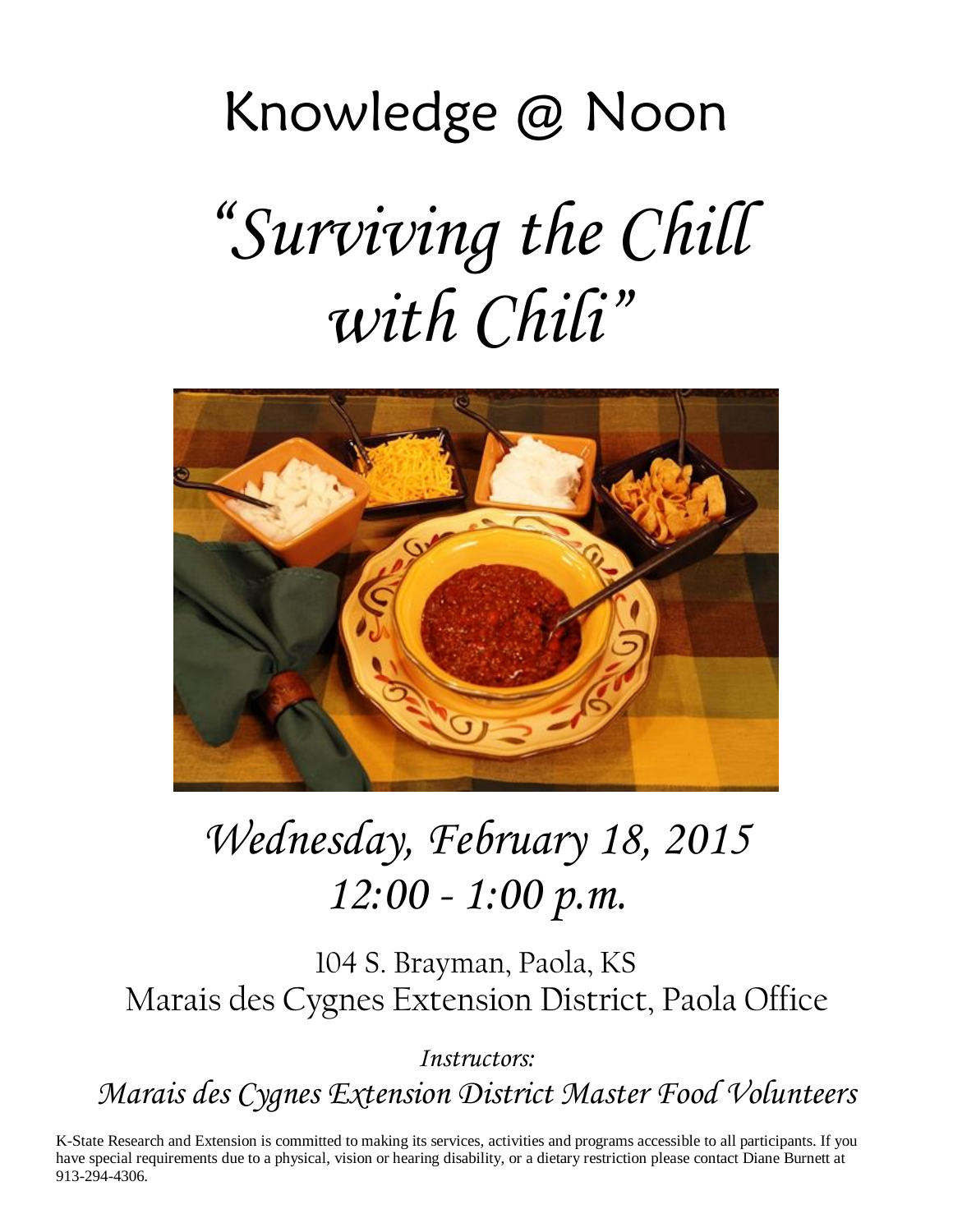# Knowledge @ Noon

# *"Surviving the Chill with Chili"*

## *Wednesday, February 18, 2015*
## *12:00 - 1:00 p.m.*

104 S. Brayman, Paola, KS
Marais des Cygnes Extension District, Paola Office

*Instructors:*

*Marais des Cygnes Extension District Master Food Volunteers*

K-State Research and Extension is committed to making its services, activities and programs accessible to all participants. If you have special requirements due to a physical, vision or hearing disability, or a dietary restriction please contact Diane Burnett at 913-294-4306.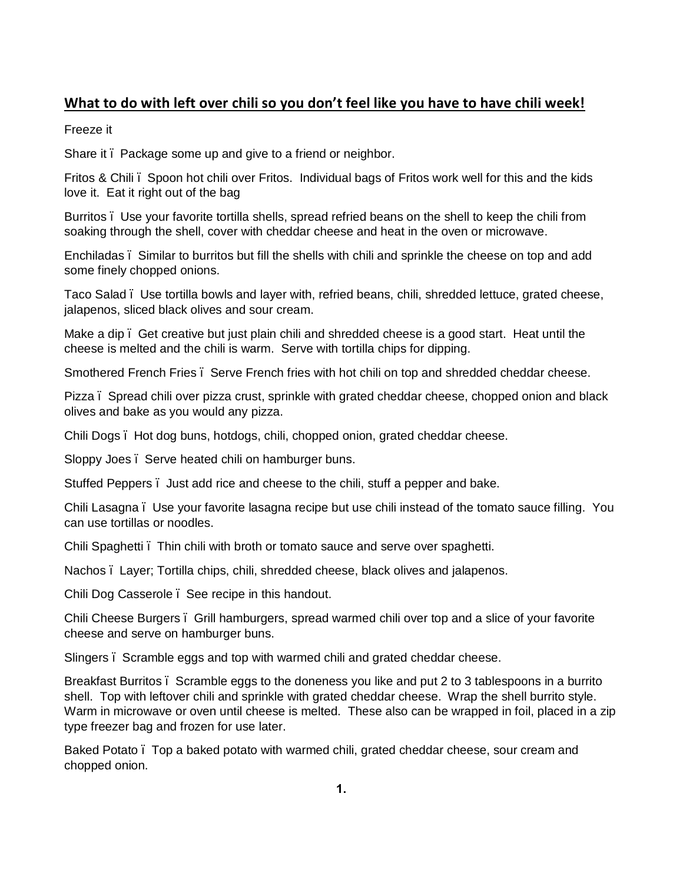## What to do with left over chili so you don't feel like you have to have chili week!

Freeze it

Share it ï Package some up and give to a friend or neighbor.

Fritos & Chili ï Spoon hot chili over Fritos. Individual bags of Fritos work well for this and the kids love it. Eat it right out of the bag

Burritos ï Use your favorite tortilla shells, spread refried beans on the shell to keep the chili from soaking through the shell, cover with cheddar cheese and heat in the oven or microwave.

Enchiladas ï Similar to burritos but fill the shells with chili and sprinkle the cheese on top and add some finely chopped onions.

Taco Salad ï Use tortilla bowls and layer with, refried beans, chili, shredded lettuce, grated cheese, jalapenos, sliced black olives and sour cream.

Make a dip ï Get creative but just plain chili and shredded cheese is a good start. Heat until the cheese is melted and the chili is warm. Serve with tortilla chips for dipping.

Smothered French Fries ï Serve French fries with hot chili on top and shredded cheddar cheese.

Pizza ï Spread chili over pizza crust, sprinkle with grated cheddar cheese, chopped onion and black olives and bake as you would any pizza.

Chili Dogs ï Hot dog buns, hotdogs, chili, chopped onion, grated cheddar cheese.

Sloppy Joes ï Serve heated chili on hamburger buns.

Stuffed Peppers ï Just add rice and cheese to the chili, stuff a pepper and bake.

Chili Lasagna ï Use your favorite lasagna recipe but use chili instead of the tomato sauce filling. You can use tortillas or noodles.

Chili Spaghetti ï Thin chili with broth or tomato sauce and serve over spaghetti.

Nachos ï Layer; Tortilla chips, chili, shredded cheese, black olives and jalapenos.

Chili Dog Casserole ï See recipe in this handout.

Chili Cheese Burgers ï Grill hamburgers, spread warmed chili over top and a slice of your favorite cheese and serve on hamburger buns.

Slingers ï Scramble eggs and top with warmed chili and grated cheddar cheese.

Breakfast Burritos ï Scramble eggs to the doneness you like and put 2 to 3 tablespoons in a burrito shell. Top with leftover chili and sprinkle with grated cheddar cheese. Wrap the shell burrito style. Warm in microwave or oven until cheese is melted. These also can be wrapped in foil, placed in a zip type freezer bag and frozen for use later.

Baked Potato ï Top a baked potato with warmed chili, grated cheddar cheese, sour cream and chopped onion.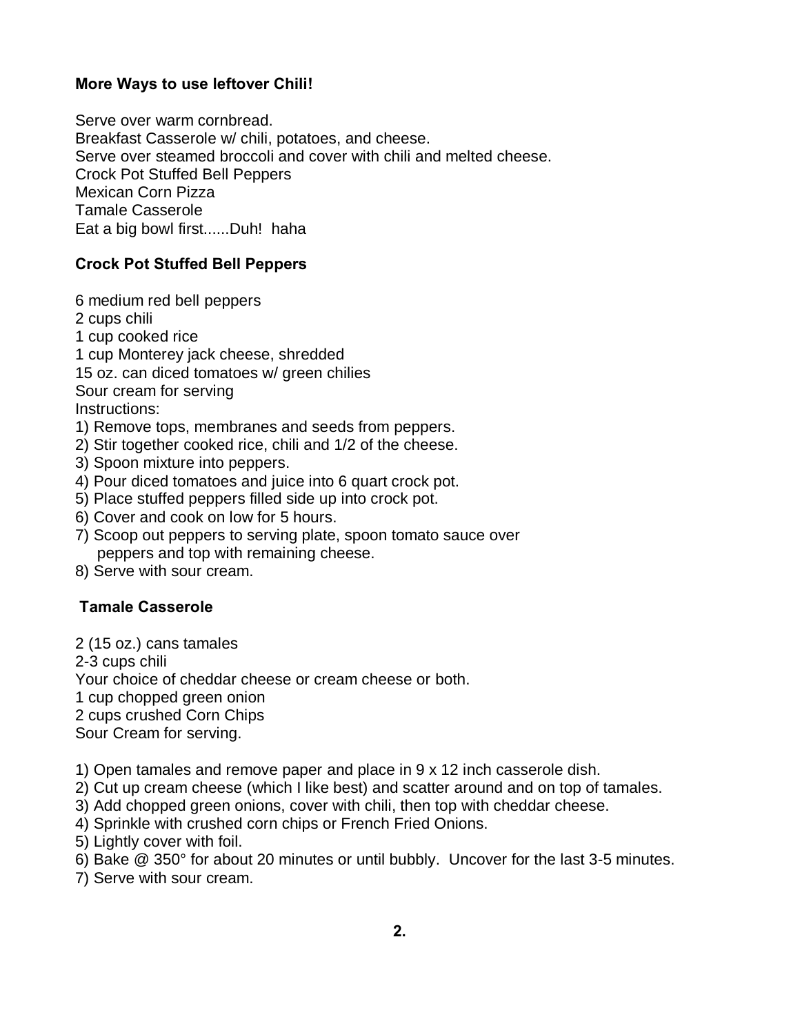**More Ways to use leftover Chili!**

Serve over warm cornbread.
Breakfast Casserole w/ chili, potatoes, and cheese.
Serve over steamed broccoli and cover with chili and melted cheese.
Crock Pot Stuffed Bell Peppers
Mexican Corn Pizza
Tamale Casserole
Eat a big bowl first......Duh! haha

**Crock Pot Stuffed Bell Peppers**

6 medium red bell peppers
2 cups chili
1 cup cooked rice
1 cup Monterey jack cheese, shredded
15 oz. can diced tomatoes w/ green chilies
Sour cream for serving
Instructions:

1) Remove tops, membranes and seeds from peppers.
2) Stir together cooked rice, chili and 1/2 of the cheese.
3) Spoon mixture into peppers.
4) Pour diced tomatoes and juice into 6 quart crock pot.
5) Place stuffed peppers filled side up into crock pot.
6) Cover and cook on low for 5 hours.
7) Scoop out peppers to serving plate, spoon tomato sauce over peppers and top with remaining cheese.
8) Serve with sour cream.

**Tamale Casserole**

2 (15 oz.) cans tamales
2-3 cups chili
Your choice of cheddar cheese or cream cheese or both.
1 cup chopped green onion
2 cups crushed Corn Chips
Sour Cream for serving.

1) Open tamales and remove paper and place in 9 x 12 inch casserole dish.
2) Cut up cream cheese (which I like best) and scatter around and on top of tamales.
3) Add chopped green onions, cover with chili, then top with cheddar cheese.
4) Sprinkle with crushed corn chips or French Fried Onions.
5) Lightly cover with foil.
6) Bake @ 350° for about 20 minutes or until bubbly. Uncover for the last 3-5 minutes.
7) Serve with sour cream.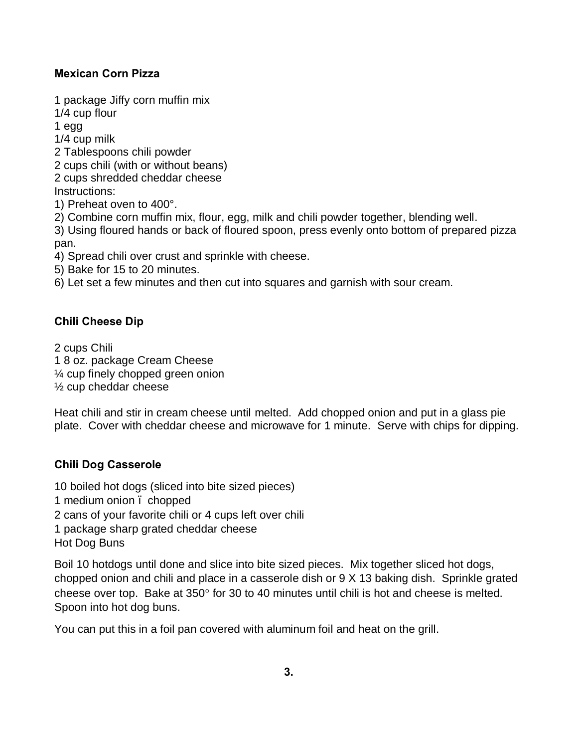## Mexican Corn Pizza

1 package Jiffy corn muffin mix
1/4 cup flour
1 egg
1/4 cup milk
2 Tablespoons chili powder
2 cups chili (with or without beans)
2 cups shredded cheddar cheese
Instructions:
1) Preheat oven to 400°.
2) Combine corn muffin mix, flour, egg, milk and chili powder together, blending well.
3) Using floured hands or back of floured spoon, press evenly onto bottom of prepared pizza pan.
4) Spread chili over crust and sprinkle with cheese.
5) Bake for 15 to 20 minutes.
6) Let set a few minutes and then cut into squares and garnish with sour cream.

## Chili Cheese Dip

2 cups Chili
1 8 oz. package Cream Cheese
¼ cup finely chopped green onion
½ cup cheddar cheese

Heat chili and stir in cream cheese until melted. Add chopped onion and put in a glass pie plate. Cover with cheddar cheese and microwave for 1 minute. Serve with chips for dipping.

## Chili Dog Casserole

10 boiled hot dogs (sliced into bite sized pieces)
1 medium onion ï chopped
2 cans of your favorite chili or 4 cups left over chili
1 package sharp grated cheddar cheese
Hot Dog Buns

Boil 10 hotdogs until done and slice into bite sized pieces. Mix together sliced hot dogs, chopped onion and chili and place in a casserole dish or 9 X 13 baking dish. Sprinkle grated cheese over top. Bake at 350° for 30 to 40 minutes until chili is hot and cheese is melted. Spoon into hot dog buns.

You can put this in a foil pan covered with aluminum foil and heat on the grill.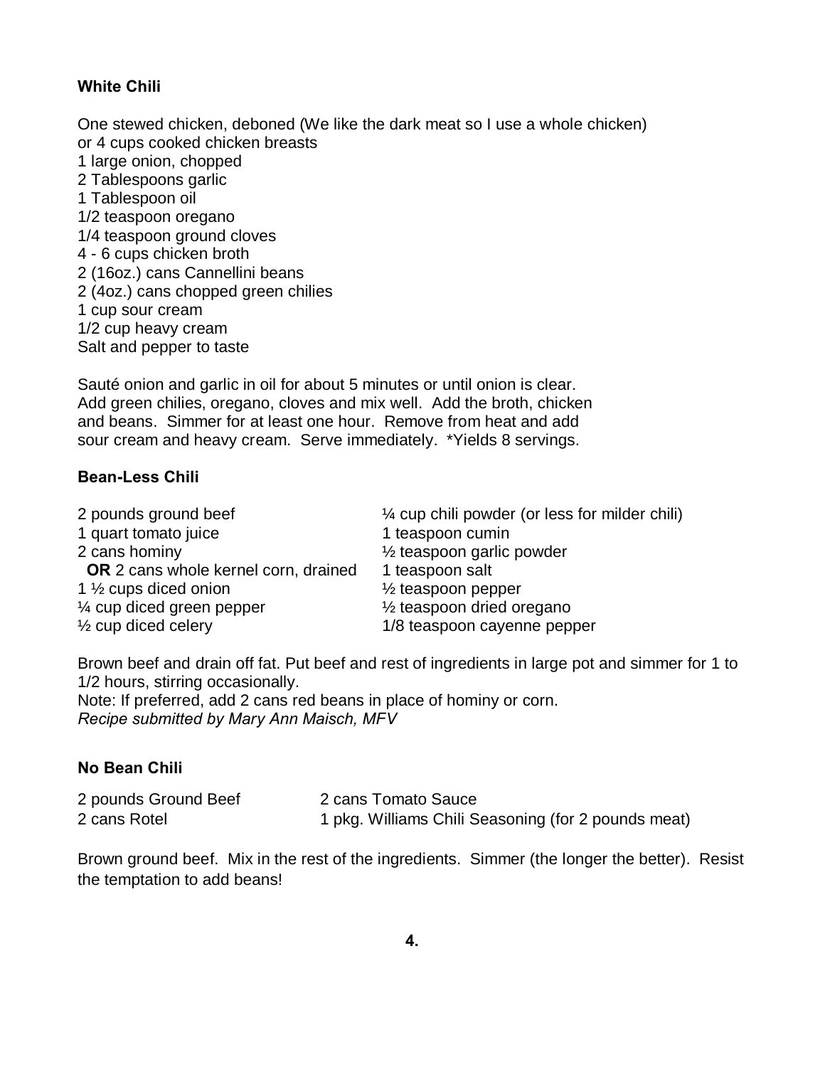**White Chili**

One stewed chicken, deboned (We like the dark meat so I use a whole chicken)
or 4 cups cooked chicken breasts
1 large onion, chopped
2 Tablespoons garlic
1 Tablespoon oil
1/2 teaspoon oregano
1/4 teaspoon ground cloves
4 - 6 cups chicken broth
2 (16oz.) cans Cannellini beans
2 (4oz.) cans chopped green chilies
1 cup sour cream
1/2 cup heavy cream
Salt and pepper to taste

Sauté onion and garlic in oil for about 5 minutes or until onion is clear. Add green chilies, oregano, cloves and mix well. Add the broth, chicken and beans. Simmer for at least one hour. Remove from heat and add sour cream and heavy cream. Serve immediately. *Yields 8 servings.

**Bean-Less Chili**

2 pounds ground beef
1 quart tomato juice
2 cans hominy
**OR** 2 cans whole kernel corn, drained
1 ½ cups diced onion
¼ cup diced green pepper
½ cup diced celery
¼ cup chili powder (or less for milder chili)
1 teaspoon cumin
½ teaspoon garlic powder
1 teaspoon salt
½ teaspoon pepper
½ teaspoon dried oregano
1/8 teaspoon cayenne pepper

Brown beef and drain off fat. Put beef and rest of ingredients in large pot and simmer for 1 to 1/2 hours, stirring occasionally.
Note: If preferred, add 2 cans red beans in place of hominy or corn.
*Recipe submitted by Mary Ann Maisch, MFV*

**No Bean Chili**

2 pounds Ground Beef
2 cans Rotel
2 cans Tomato Sauce
1 pkg. Williams Chili Seasoning (for 2 pounds meat)

Brown ground beef. Mix in the rest of the ingredients. Simmer (the longer the better). Resist the temptation to add beans!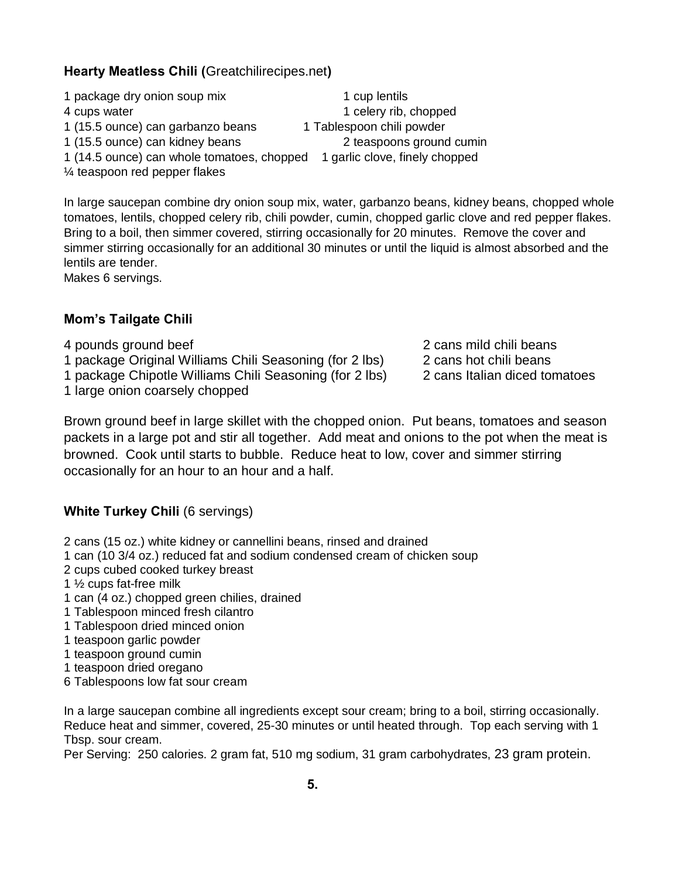**Hearty Meatless Chili (**Greatchilirecipes.net**)**

1 package dry onion soup mix
4 cups water
1 (15.5 ounce) can garbanzo beans
1 (15.5 ounce) can kidney beans
1 (14.5 ounce) can whole tomatoes, chopped
¼ teaspoon red pepper flakes
1 cup lentils
1 celery rib, chopped
1 Tablespoon chili powder
2 teaspoons ground cumin
1 garlic clove, finely chopped

In large saucepan combine dry onion soup mix, water, garbanzo beans, kidney beans, chopped whole tomatoes, lentils, chopped celery rib, chili powder, cumin, chopped garlic clove and red pepper flakes. Bring to a boil, then simmer covered, stirring occasionally for 20 minutes. Remove the cover and simmer stirring occasionally for an additional 30 minutes or until the liquid is almost absorbed and the lentils are tender.
Makes 6 servings.

**Mom's Tailgate Chili**

4 pounds ground beef
1 package Original Williams Chili Seasoning (for 2 lbs)
1 package Chipotle Williams Chili Seasoning (for 2 lbs)
1 large onion coarsely chopped
2 cans mild chili beans
2 cans hot chili beans
2 cans Italian diced tomatoes

Brown ground beef in large skillet with the chopped onion. Put beans, tomatoes and season packets in a large pot and stir all together. Add meat and onions to the pot when the meat is browned. Cook until starts to bubble. Reduce heat to low, cover and simmer stirring occasionally for an hour to an hour and a half.

**White Turkey Chili** (6 servings)

2 cans (15 oz.) white kidney or cannellini beans, rinsed and drained
1 can (10 3/4 oz.) reduced fat and sodium condensed cream of chicken soup
2 cups cubed cooked turkey breast
1 ½ cups fat-free milk
1 can (4 oz.) chopped green chilies, drained
1 Tablespoon minced fresh cilantro
1 Tablespoon dried minced onion
1 teaspoon garlic powder
1 teaspoon ground cumin
1 teaspoon dried oregano
6 Tablespoons low fat sour cream

In a large saucepan combine all ingredients except sour cream; bring to a boil, stirring occasionally. Reduce heat and simmer, covered, 25-30 minutes or until heated through. Top each serving with 1 Tbsp. sour cream.
Per Serving: 250 calories. 2 gram fat, 510 mg sodium, 31 gram carbohydrates, 23 gram protein.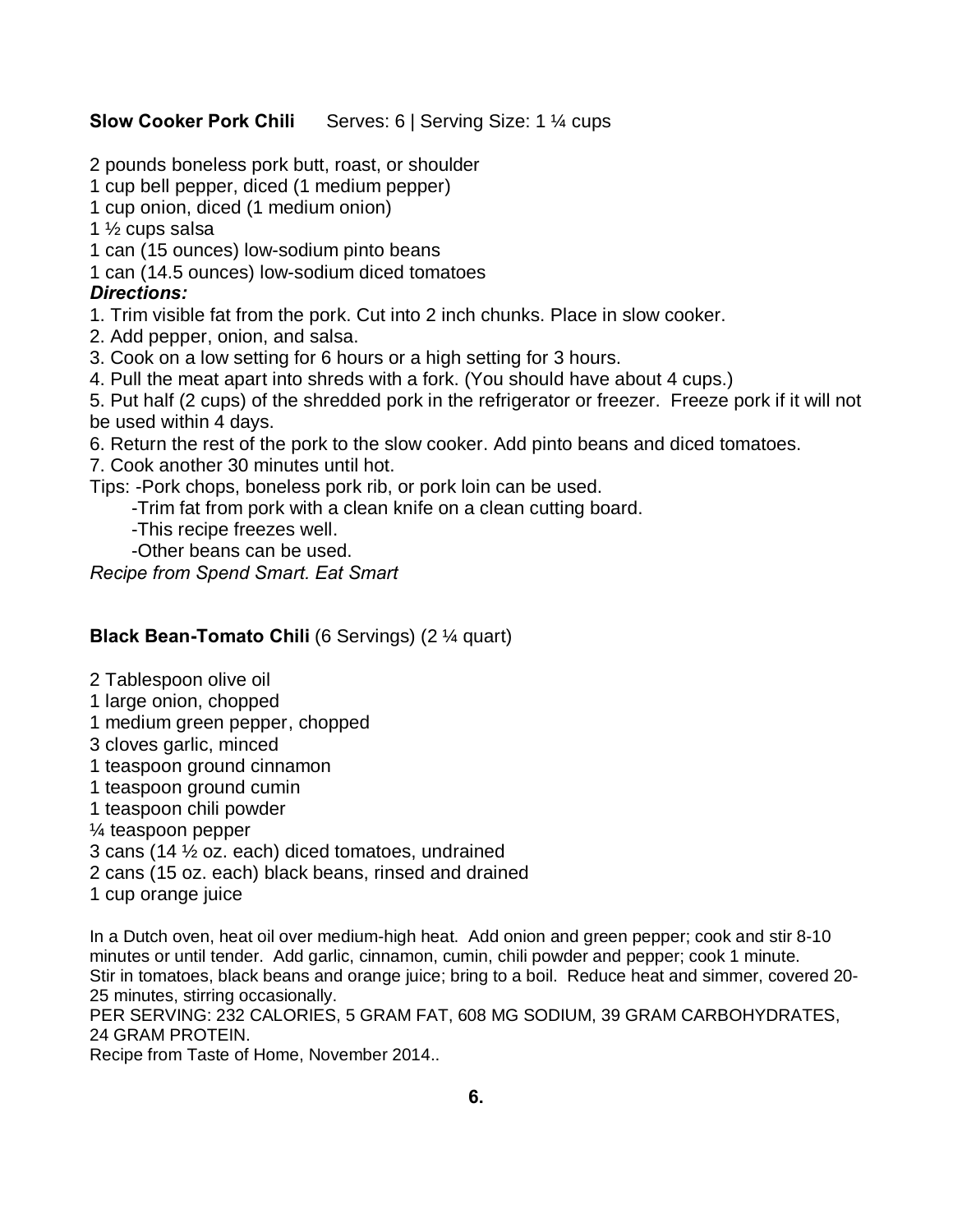**Slow Cooker Pork Chili** Serves: 6 | Serving Size: 1 ¼ cups

2 pounds boneless pork butt, roast, or shoulder
1 cup bell pepper, diced (1 medium pepper)
1 cup onion, diced (1 medium onion)
1 ½ cups salsa
1 can (15 ounces) low-sodium pinto beans
1 can (14.5 ounces) low-sodium diced tomatoes

***Directions:***

1. Trim visible fat from the pork. Cut into 2 inch chunks. Place in slow cooker.
2. Add pepper, onion, and salsa.
3. Cook on a low setting for 6 hours or a high setting for 3 hours.
4. Pull the meat apart into shreds with a fork. (You should have about 4 cups.)
5. Put half (2 cups) of the shredded pork in the refrigerator or freezer. Freeze pork if it will not be used within 4 days.
6. Return the rest of the pork to the slow cooker. Add pinto beans and diced tomatoes.
7. Cook another 30 minutes until hot.

Tips: -Pork chops, boneless pork rib, or pork loin can be used.
-Trim fat from pork with a clean knife on a clean cutting board.
-This recipe freezes well.
-Other beans can be used.

*Recipe from Spend Smart. Eat Smart*

**Black Bean-Tomato Chili** (6 Servings) (2 ¼ quart)

2 Tablespoon olive oil
1 large onion, chopped
1 medium green pepper, chopped
3 cloves garlic, minced
1 teaspoon ground cinnamon
1 teaspoon ground cumin
1 teaspoon chili powder
¼ teaspoon pepper
3 cans (14 ½ oz. each) diced tomatoes, undrained
2 cans (15 oz. each) black beans, rinsed and drained
1 cup orange juice

In a Dutch oven, heat oil over medium-high heat. Add onion and green pepper; cook and stir 8-10 minutes or until tender. Add garlic, cinnamon, cumin, chili powder and pepper; cook 1 minute. Stir in tomatoes, black beans and orange juice; bring to a boil. Reduce heat and simmer, covered 20-25 minutes, stirring occasionally.

PER SERVING: 232 CALORIES, 5 GRAM FAT, 608 MG SODIUM, 39 GRAM CARBOHYDRATES, 24 GRAM PROTEIN.

Recipe from Taste of Home, November 2014..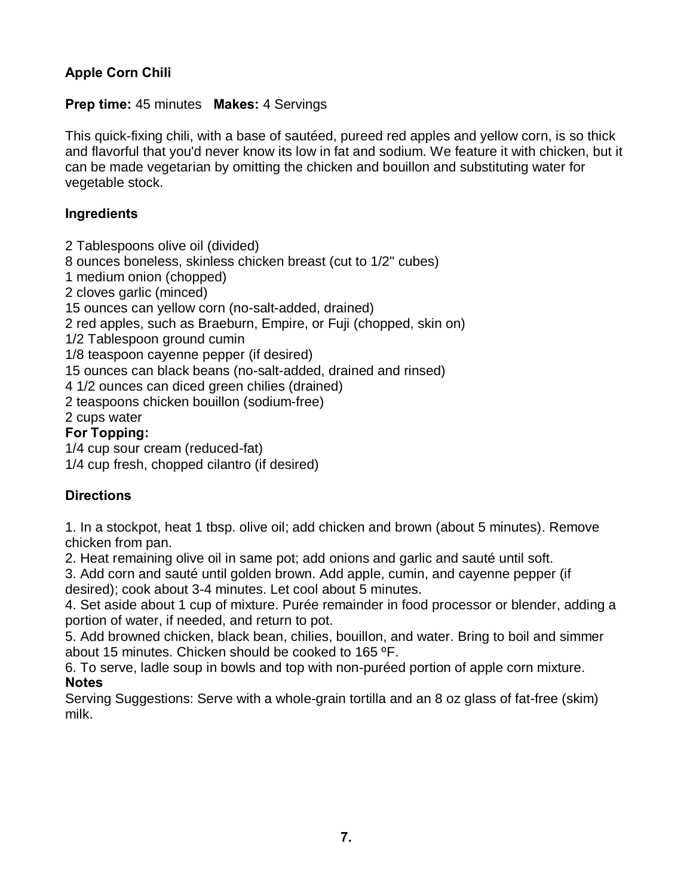**Apple Corn Chili**

**Prep time:** 45 minutes **Makes:** 4 Servings

This quick-fixing chili, with a base of sautéed, pureed red apples and yellow corn, is so thick and flavorful that you'd never know its low in fat and sodium. We feature it with chicken, but it can be made vegetarian by omitting the chicken and bouillon and substituting water for vegetable stock.

**Ingredients**

2 Tablespoons olive oil (divided)
8 ounces boneless, skinless chicken breast (cut to 1/2" cubes)
1 medium onion (chopped)
2 cloves garlic (minced)
15 ounces can yellow corn (no-salt-added, drained)
2 red apples, such as Braeburn, Empire, or Fuji (chopped, skin on)
1/2 Tablespoon ground cumin
1/8 teaspoon cayenne pepper (if desired)
15 ounces can black beans (no-salt-added, drained and rinsed)
4 1/2 ounces can diced green chilies (drained)
2 teaspoons chicken bouillon (sodium-free)
2 cups water
**For Topping:**
1/4 cup sour cream (reduced-fat)
1/4 cup fresh, chopped cilantro (if desired)

**Directions**

1. In a stockpot, heat 1 tbsp. olive oil; add chicken and brown (about 5 minutes). Remove chicken from pan.
2. Heat remaining olive oil in same pot; add onions and garlic and sauté until soft.
3. Add corn and sauté until golden brown. Add apple, cumin, and cayenne pepper (if desired); cook about 3-4 minutes. Let cool about 5 minutes.
4. Set aside about 1 cup of mixture. Purée remainder in food processor or blender, adding a portion of water, if needed, and return to pot.
5. Add browned chicken, black bean, chilies, bouillon, and water. Bring to boil and simmer about 15 minutes. Chicken should be cooked to 165 ºF.
6. To serve, ladle soup in bowls and top with non-puréed portion of apple corn mixture.

**Notes**

Serving Suggestions: Serve with a whole-grain tortilla and an 8 oz glass of fat-free (skim) milk.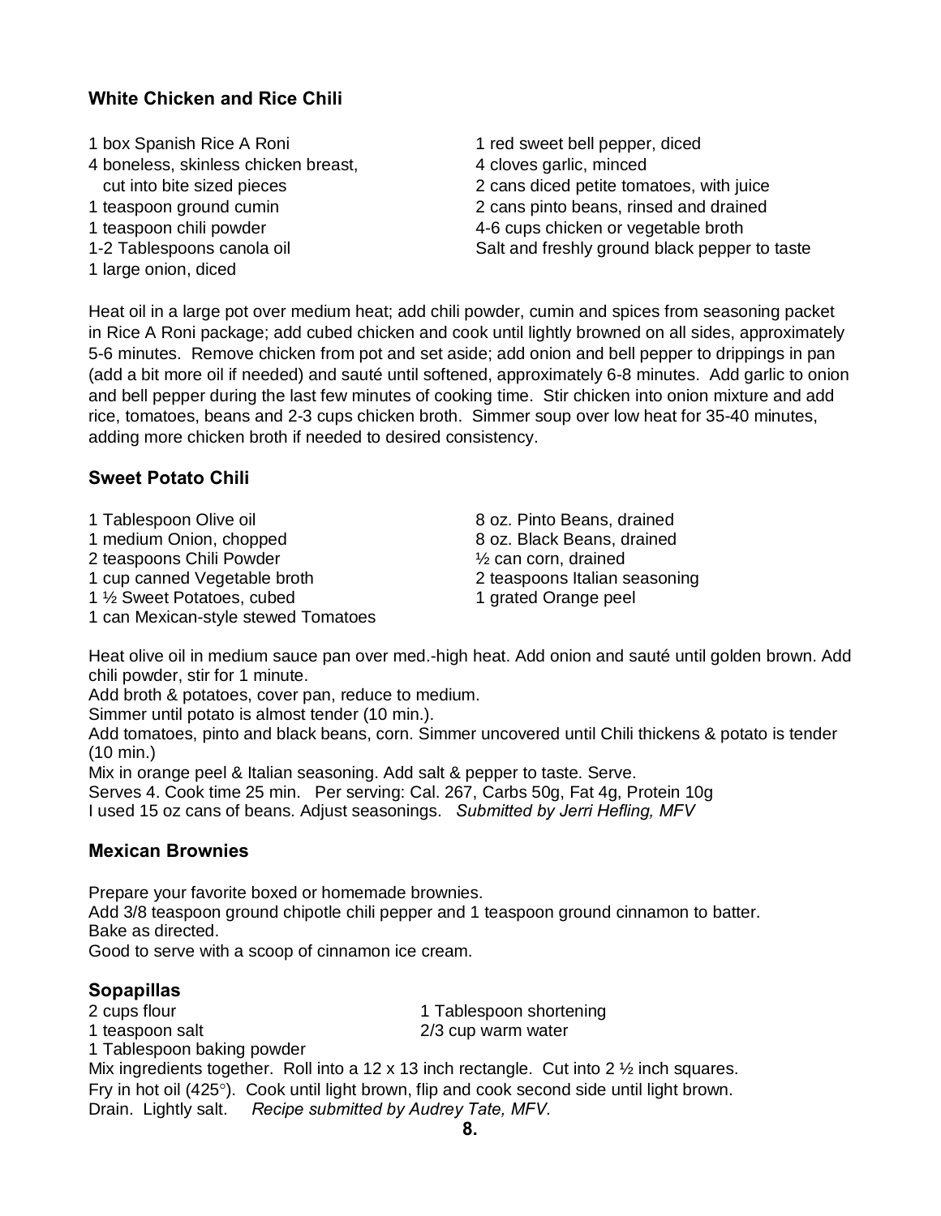### White Chicken and Rice Chili

- 1 box Spanish Rice A Roni
- 4 boneless, skinless chicken breast, cut into bite sized pieces
- 1 teaspoon ground cumin
- 1 teaspoon chili powder
- 1-2 Tablespoons canola oil
- 1 large onion, diced
- 1 red sweet bell pepper, diced
- 4 cloves garlic, minced
- 2 cans diced petite tomatoes, with juice
- 2 cans pinto beans, rinsed and drained
- 4-6 cups chicken or vegetable broth
- Salt and freshly ground black pepper to taste

Heat oil in a large pot over medium heat; add chili powder, cumin and spices from seasoning packet in Rice A Roni package; add cubed chicken and cook until lightly browned on all sides, approximately 5-6 minutes. Remove chicken from pot and set aside; add onion and bell pepper to drippings in pan (add a bit more oil if needed) and sauté until softened, approximately 6-8 minutes. Add garlic to onion and bell pepper during the last few minutes of cooking time. Stir chicken into onion mixture and add rice, tomatoes, beans and 2-3 cups chicken broth. Simmer soup over low heat for 35-40 minutes, adding more chicken broth if needed to desired consistency.

### Sweet Potato Chili

- 1 Tablespoon Olive oil
- 1 medium Onion, chopped
- 2 teaspoons Chili Powder
- 1 cup canned Vegetable broth
- 1 ½ Sweet Potatoes, cubed
- 1 can Mexican-style stewed Tomatoes
- 8 oz. Pinto Beans, drained
- 8 oz. Black Beans, drained
- ½ can corn, drained
- 2 teaspoons Italian seasoning
- 1 grated Orange peel

Heat olive oil in medium sauce pan over med.-high heat. Add onion and sauté until golden brown. Add chili powder, stir for 1 minute.
Add broth & potatoes, cover pan, reduce to medium.
Simmer until potato is almost tender (10 min.).
Add tomatoes, pinto and black beans, corn. Simmer uncovered until Chili thickens & potato is tender (10 min.)
Mix in orange peel & Italian seasoning. Add salt & pepper to taste. Serve.
Serves 4. Cook time 25 min. Per serving: Cal. 267, Carbs 50g, Fat 4g, Protein 10g
I used 15 oz cans of beans. Adjust seasonings. *Submitted by Jerri Hefling, MFV*

### Mexican Brownies

Prepare your favorite boxed or homemade brownies.
Add 3/8 teaspoon ground chipotle chili pepper and 1 teaspoon ground cinnamon to batter.
Bake as directed.
Good to serve with a scoop of cinnamon ice cream.

### Sopapillas

- 2 cups flour
- 1 teaspoon salt
- 1 Tablespoon baking powder
- 1 Tablespoon shortening
- 2/3 cup warm water

Mix ingredients together. Roll into a 12 x 13 inch rectangle. Cut into 2 ½ inch squares.
Fry in hot oil (425°). Cook until light brown, flip and cook second side until light brown.
Drain. Lightly salt. *Recipe submitted by Audrey Tate, MFV.*